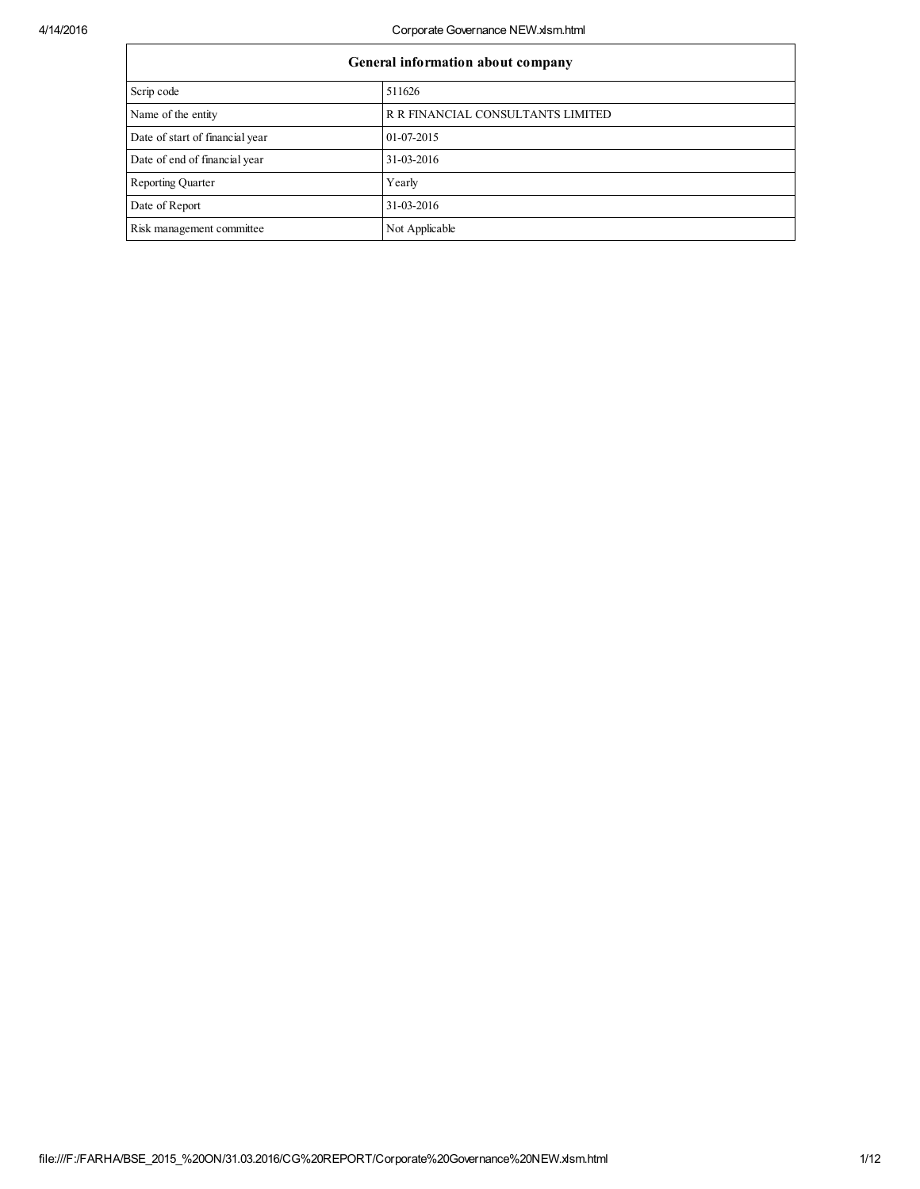| General information about company | |
|---|---|
| Scrip code | 511626 |
| Name of the entity | R R FINANCIAL CONSULTANTS LIMITED |
| Date of start of financial year | 01-07-2015 |
| Date of end of financial year | 31-03-2016 |
| Reporting Quarter | Yearly |
| Date of Report | 31-03-2016 |
| Risk management committee | Not Applicable |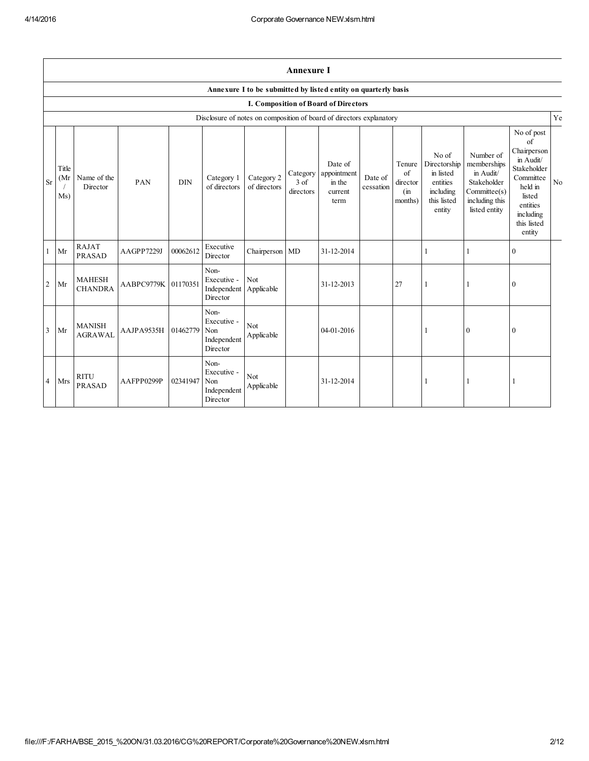## Annexure I

### Annexure I to be submitted by listed entity on quarterly basis

### I. Composition of Board of Directors

| Disclosure of notes on composition of board of directors explanatory | Ye |
|---|---|

| Sr | Title (Mr / Ms) | Name of the Director | PAN | DIN | Category 1 of directors | Category 2 of directors | Category 3 of directors | Date of appointment in the current term | Date of cessation | Tenure of director (in months) | No of Directorship in listed entities including this listed entity | Number of memberships in Audit/ Stakeholder Committee(s) including this listed entity | No of post of Chairperson in Audit/ Stakeholder Committee held in listed entities including this listed entity | No |
|---|---|---|---|---|---|---|---|---|---|---|---|---|---|---|
| 1 | Mr | RAJAT PRASAD | AAGPP7229J | 00062612 | Executive Director | Chairperson | MD | 31-12-2014 | | | 1 | 1 | 0 | |
| 2 | Mr | MAHESH CHANDRA | AABPC9779K | 01170351 | Non-Executive - Independent Director | Not Applicable | | 31-12-2013 | | 27 | 1 | 1 | 0 | |
| 3 | Mr | MANISH AGRAWAL | AAJPA9535H | 01462779 | Non-Executive - Non Independent Director | Not Applicable | | 04-01-2016 | | | 1 | 0 | 0 | |
| 4 | Mrs | RITU PRASAD | AAFPP0299P | 02341947 | Non-Executive - Non Independent Director | Not Applicable | | 31-12-2014 | | | 1 | 1 | 1 | |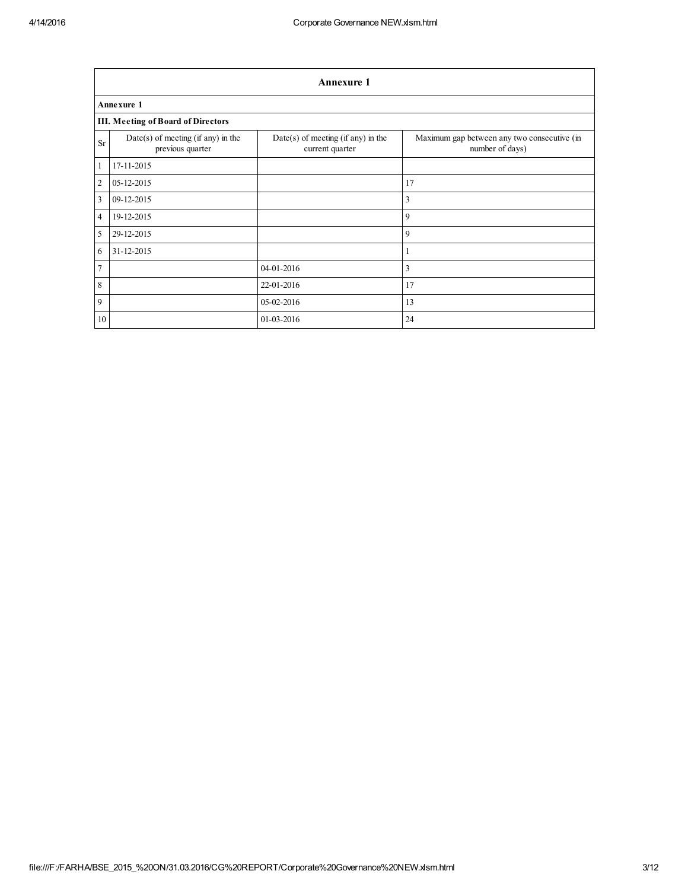## Annexure 1

**Annexure 1**

**III. Meeting of Board of Directors**

| Sr | Date(s) of meeting (if any) in the previous quarter | Date(s) of meeting (if any) in the current quarter | Maximum gap between any two consecutive (in number of days) |
|---|---|---|---|
| 1 | 17-11-2015 | | |
| 2 | 05-12-2015 | | 17 |
| 3 | 09-12-2015 | | 3 |
| 4 | 19-12-2015 | | 9 |
| 5 | 29-12-2015 | | 9 |
| 6 | 31-12-2015 | | 1 |
| 7 | | 04-01-2016 | 3 |
| 8 | | 22-01-2016 | 17 |
| 9 | | 05-02-2016 | 13 |
| 10 | | 01-03-2016 | 24 |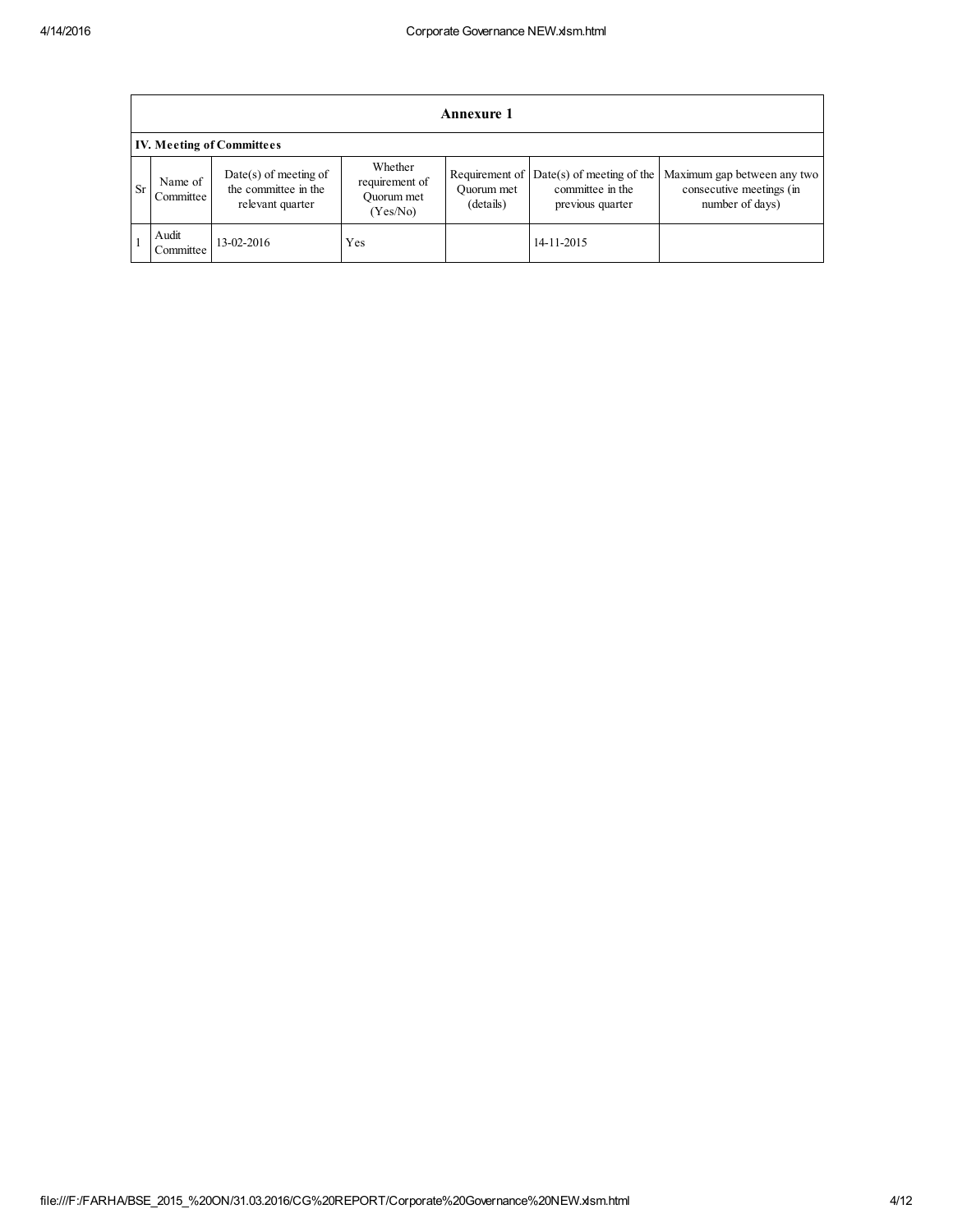## Annexure 1

### IV. Meeting of Committees

| Sr | Name of Committee | Date(s) of meeting of the committee in the relevant quarter | Whether requirement of Quorum met (Yes/No) | Requirement of Quorum met (details) | Date(s) of meeting of the committee in the previous quarter | Maximum gap between any two consecutive meetings (in number of days) |
|---|---|---|---|---|---|---|
| 1 | Audit Committee | 13-02-2016 | Yes | | 14-11-2015 | |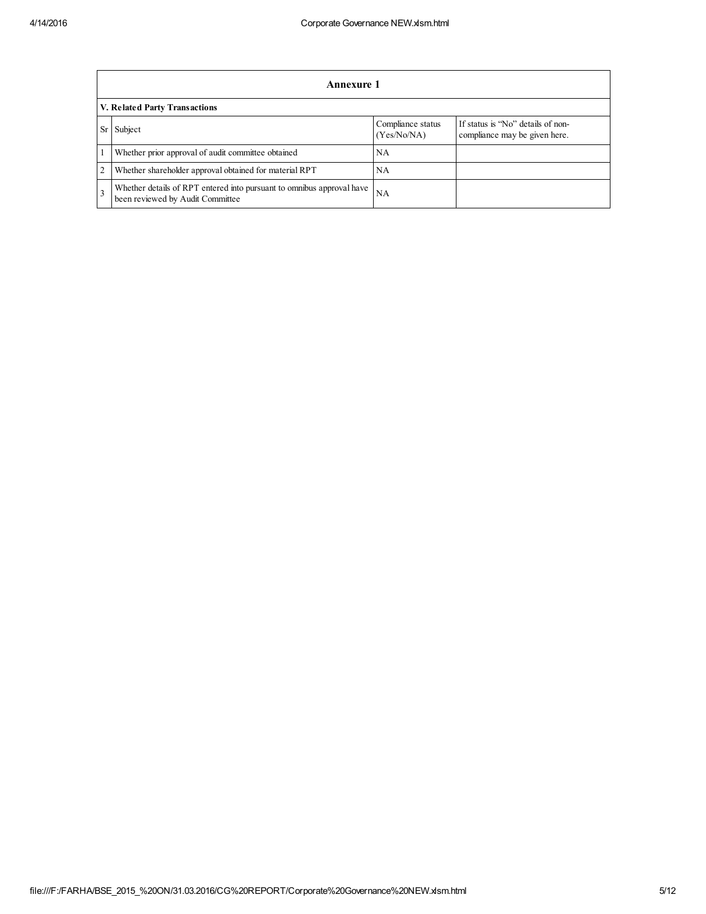## Annexure 1

### V. Related Party Transactions

| Sr | Subject | Compliance status (Yes/No/NA) | If status is "No" details of non-compliance may be given here. |
|---|---|---|---|
| 1 | Whether prior approval of audit committee obtained | NA | |
| 2 | Whether shareholder approval obtained for material RPT | NA | |
| 3 | Whether details of RPT entered into pursuant to omnibus approval have been reviewed by Audit Committee | NA | |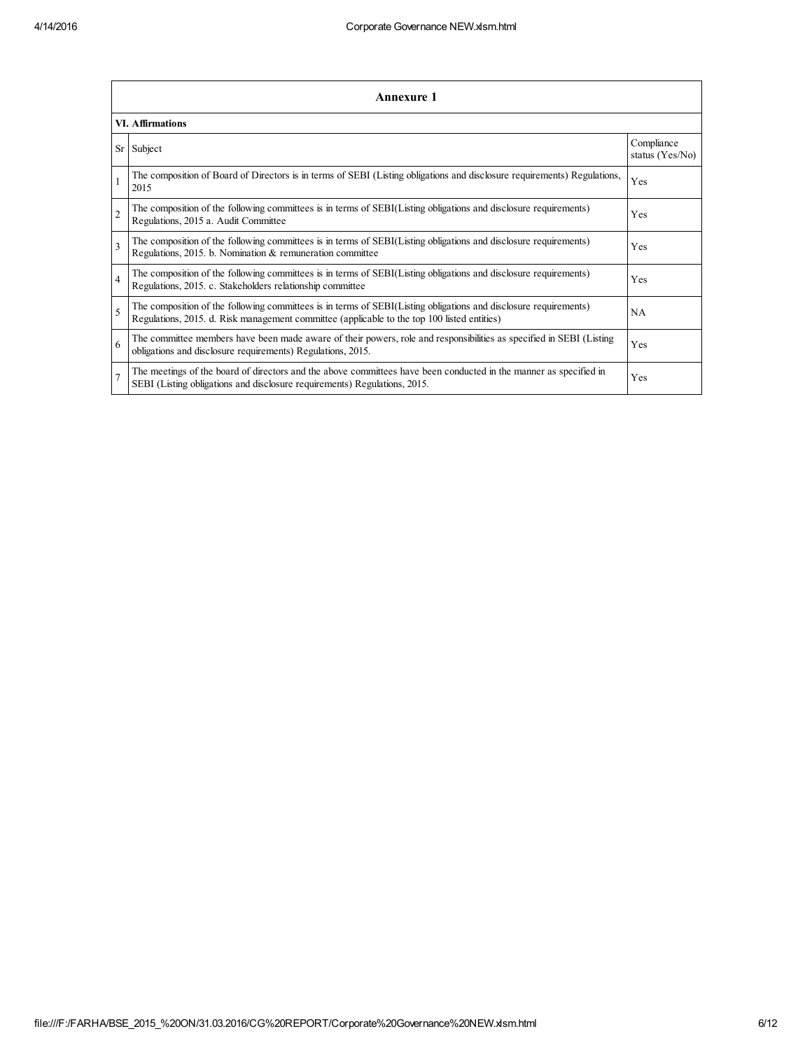## Annexure 1

### VI. Affirmations

| Sr | Subject | Compliance status (Yes/No) |
|---|---|---|
| 1 | The composition of Board of Directors is in terms of SEBI (Listing obligations and disclosure requirements) Regulations, 2015 | Yes |
| 2 | The composition of the following committees is in terms of SEBI(Listing obligations and disclosure requirements) Regulations, 2015 a. Audit Committee | Yes |
| 3 | The composition of the following committees is in terms of SEBI(Listing obligations and disclosure requirements) Regulations, 2015. b. Nomination & remuneration committee | Yes |
| 4 | The composition of the following committees is in terms of SEBI(Listing obligations and disclosure requirements) Regulations, 2015. c. Stakeholders relationship committee | Yes |
| 5 | The composition of the following committees is in terms of SEBI(Listing obligations and disclosure requirements) Regulations, 2015. d. Risk management committee (applicable to the top 100 listed entities) | NA |
| 6 | The committee members have been made aware of their powers, role and responsibilities as specified in SEBI (Listing obligations and disclosure requirements) Regulations, 2015. | Yes |
| 7 | The meetings of the board of directors and the above committees have been conducted in the manner as specified in SEBI (Listing obligations and disclosure requirements) Regulations, 2015. | Yes |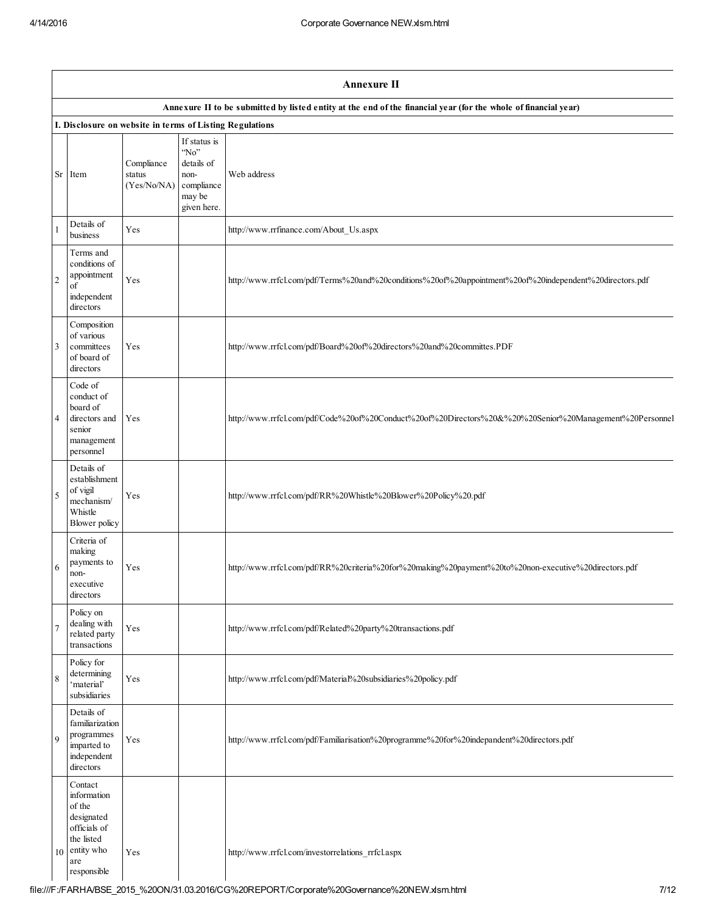## Annexure II

**Annexure II to be submitted by listed entity at the end of the financial year (for the whole of financial year)**

**I. Disclosure on website in terms of Listing Regulations**

| Sr | Item | Compliance status (Yes/No/NA) | If status is "No" details of non-compliance may be given here. | Web address |
|---|---|---|---|---|
| 1 | Details of business | Yes | | http://www.rrfinance.com/About_Us.aspx |
| 2 | Terms and conditions of appointment of independent directors | Yes | | http://www.rrfcl.com/pdf/Terms%20and%20conditions%20of%20appointment%20of%20independent%20directors.pdf |
| 3 | Composition of various committees of board of directors | Yes | | http://www.rrfcl.com/pdf/Board%20of%20directors%20and%20committes.PDF |
| 4 | Code of conduct of board of directors and senior management personnel | Yes | | http://www.rrfcl.com/pdf/Code%20of%20Conduct%20of%20Directors%20&%20%20Senior%20Management%20Personnel |
| 5 | Details of establishment of vigil mechanism/ Whistle Blower policy | Yes | | http://www.rrfcl.com/pdf/RR%20Whistle%20Blower%20Policy%20.pdf |
| 6 | Criteria of making payments to non-executive directors | Yes | | http://www.rrfcl.com/pdf/RR%20criteria%20for%20making%20payment%20to%20non-executive%20directors.pdf |
| 7 | Policy on dealing with related party transactions | Yes | | http://www.rrfcl.com/pdf/Related%20party%20transactions.pdf |
| 8 | Policy for determining 'material' subsidiaries | Yes | | http://www.rrfcl.com/pdf/Material%20subsidiaries%20policy.pdf |
| 9 | Details of familiarization programmes imparted to independent directors | Yes | | http://www.rrfcl.com/pdf/Familiarisation%20programme%20for%20indepandent%20directors.pdf |
| 10 | Contact information of the designated officials of the listed entity who are responsible | Yes | | http://www.rrfcl.com/investorrelations_rrfcl.aspx |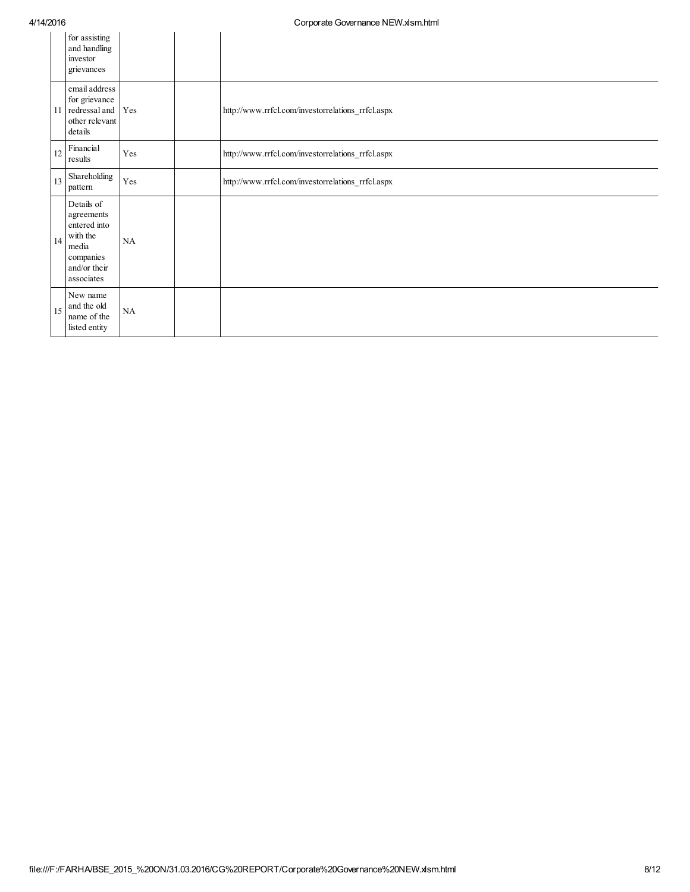|  |  |  |  |  |
|---|---|---|---|---|
|  | for assisting and handling investor grievances |  |  |  |
| 11 | email address for grievance redressal and other relevant details | Yes |  | http://www.rrfcl.com/investorrelations_rrfcl.aspx |
| 12 | Financial results | Yes |  | http://www.rrfcl.com/investorrelations_rrfcl.aspx |
| 13 | Shareholding pattern | Yes |  | http://www.rrfcl.com/investorrelations_rrfcl.aspx |
| 14 | Details of agreements entered into with the media companies and/or their associates | NA |  |  |
| 15 | New name and the old name of the listed entity | NA |  |  |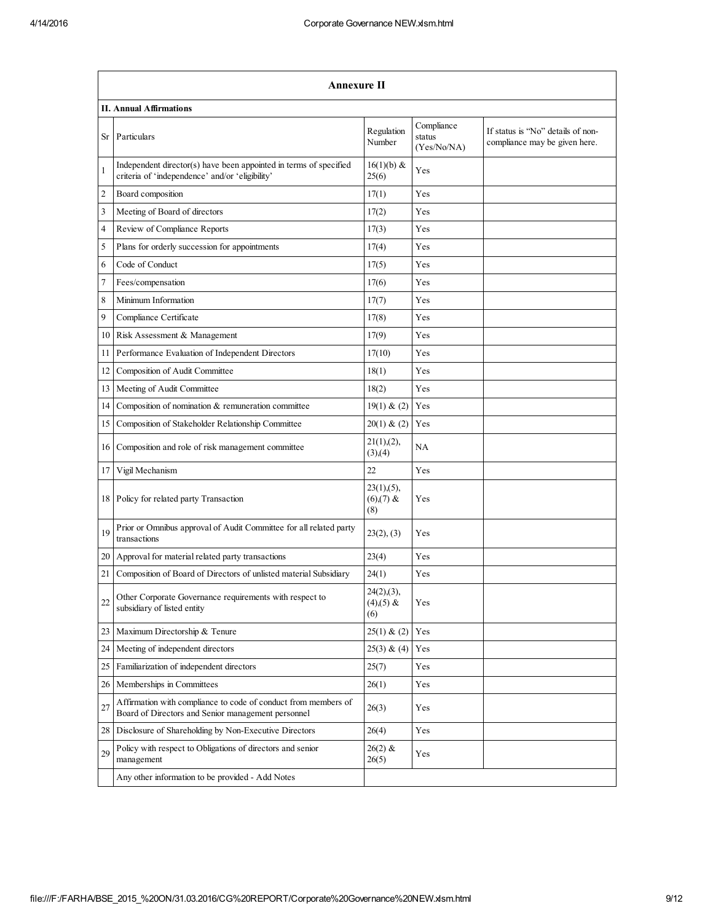## Annexure II

**II. Annual Affirmations**

| Sr | Particulars | Regulation Number | Compliance status (Yes/No/NA) | If status is "No" details of non-compliance may be given here. |
|---|---|---|---|---|
| 1 | Independent director(s) have been appointed in terms of specified criteria of 'independence' and/or 'eligibility' | 16(1)(b) & 25(6) | Yes | |
| 2 | Board composition | 17(1) | Yes | |
| 3 | Meeting of Board of directors | 17(2) | Yes | |
| 4 | Review of Compliance Reports | 17(3) | Yes | |
| 5 | Plans for orderly succession for appointments | 17(4) | Yes | |
| 6 | Code of Conduct | 17(5) | Yes | |
| 7 | Fees/compensation | 17(6) | Yes | |
| 8 | Minimum Information | 17(7) | Yes | |
| 9 | Compliance Certificate | 17(8) | Yes | |
| 10 | Risk Assessment & Management | 17(9) | Yes | |
| 11 | Performance Evaluation of Independent Directors | 17(10) | Yes | |
| 12 | Composition of Audit Committee | 18(1) | Yes | |
| 13 | Meeting of Audit Committee | 18(2) | Yes | |
| 14 | Composition of nomination & remuneration committee | 19(1) & (2) | Yes | |
| 15 | Composition of Stakeholder Relationship Committee | 20(1) & (2) | Yes | |
| 16 | Composition and role of risk management committee | 21(1),(2),(3),(4) | NA | |
| 17 | Vigil Mechanism | 22 | Yes | |
| 18 | Policy for related party Transaction | 23(1),(5),(6),(7) & (8) | Yes | |
| 19 | Prior or Omnibus approval of Audit Committee for all related party transactions | 23(2), (3) | Yes | |
| 20 | Approval for material related party transactions | 23(4) | Yes | |
| 21 | Composition of Board of Directors of unlisted material Subsidiary | 24(1) | Yes | |
| 22 | Other Corporate Governance requirements with respect to subsidiary of listed entity | 24(2),(3),(4),(5) & (6) | Yes | |
| 23 | Maximum Directorship & Tenure | 25(1) & (2) | Yes | |
| 24 | Meeting of independent directors | 25(3) & (4) | Yes | |
| 25 | Familiarization of independent directors | 25(7) | Yes | |
| 26 | Memberships in Committees | 26(1) | Yes | |
| 27 | Affirmation with compliance to code of conduct from members of Board of Directors and Senior management personnel | 26(3) | Yes | |
| 28 | Disclosure of Shareholding by Non-Executive Directors | 26(4) | Yes | |
| 29 | Policy with respect to Obligations of directors and senior management | 26(2) & 26(5) | Yes | |
| | Any other information to be provided - Add Notes | | | |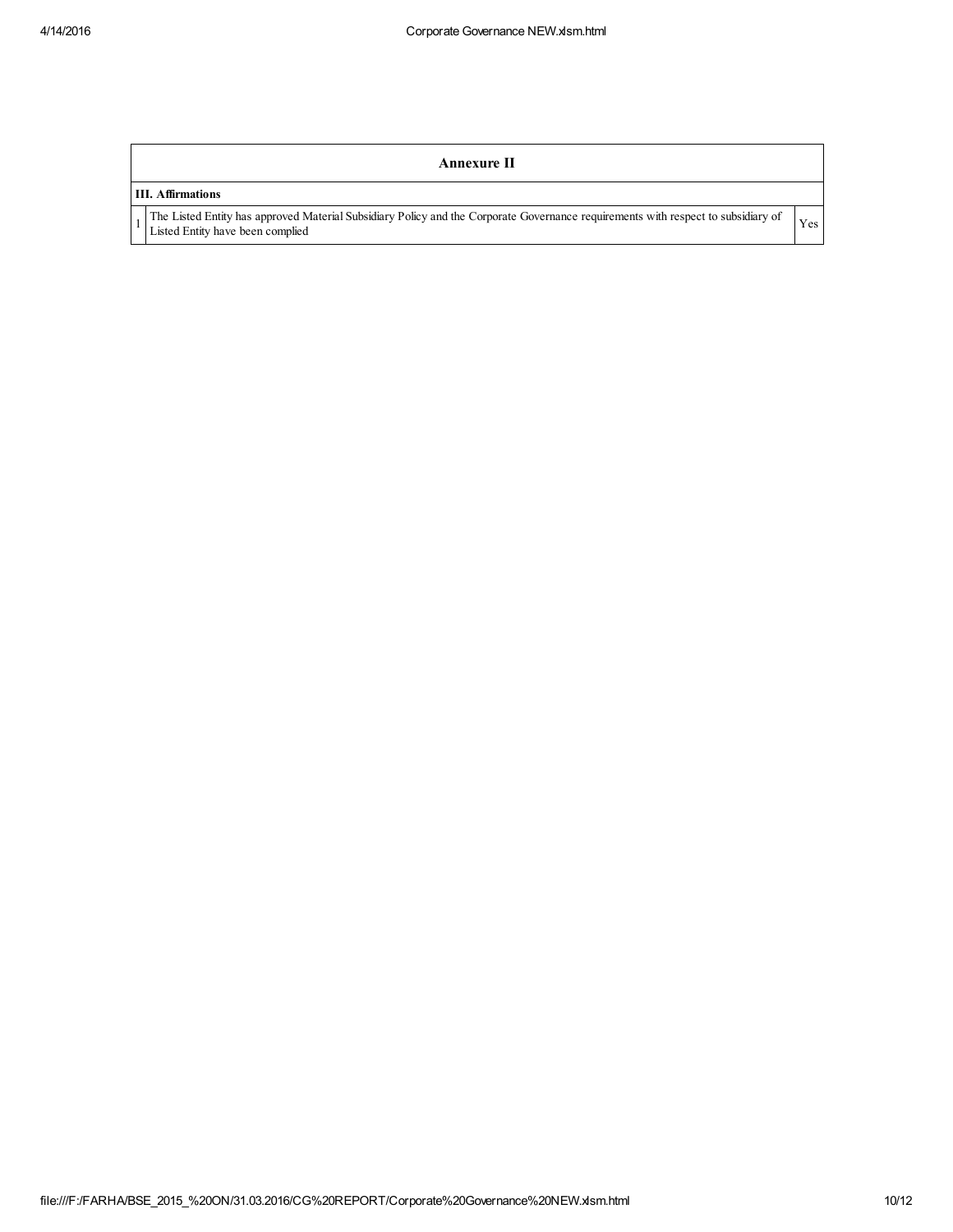| Annexure II | | |
|---|---|---|
| **III. Affirmations** | | |
| 1 | The Listed Entity has approved Material Subsidiary Policy and the Corporate Governance requirements with respect to subsidiary of Listed Entity have been complied | Yes |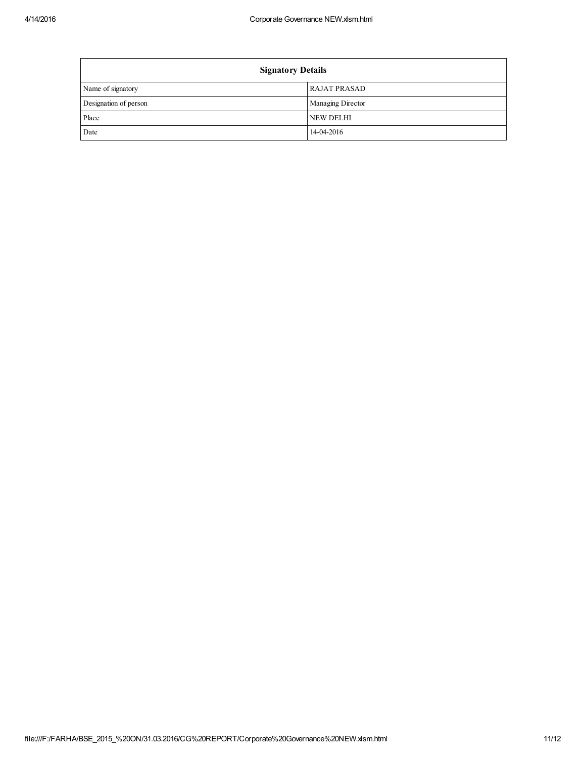| Signatory Details | |
|---|---|
| Name of signatory | RAJAT PRASAD |
| Designation of person | Managing Director |
| Place | NEW DELHI |
| Date | 14-04-2016 |